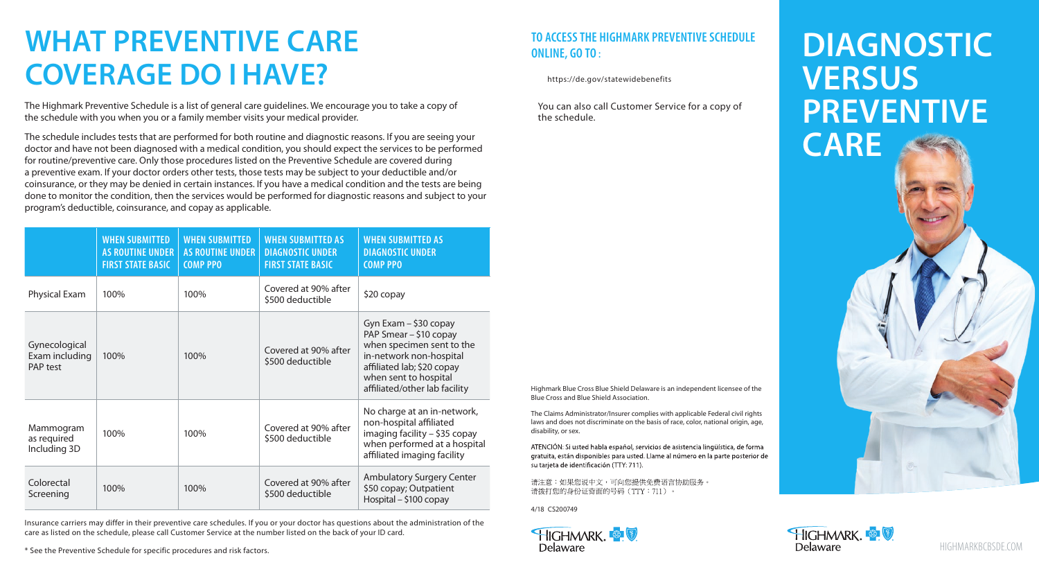# WHAT PREVENTIVE CARE COVERAGE DO I HAVE?

The Highmark Preventive Schedule is a list of general care guidelines. We encourage you to take a copy of the schedule with you when you or a family member visits your medical provider.

The schedule includes tests that are performed for both routine and diagnostic reasons. If you are seeing your doctor and have not been diagnosed with a medical condition, you should expect the services to be performed for routine/preventive care. Only those procedures listed on the Preventive Schedule are covered during a preventive exam. If your doctor orders other tests, those tests may be subject to your deductible and/or coinsurance, or they may be denied in certain instances. If you have a medical condition and the tests are being done to monitor the condition, then the services would be performed for diagnostic reasons and subject to your program's deductible, coinsurance, and copay as applicable.

| | WHEN SUBMITTED AS ROUTINE UNDER FIRST STATE BASIC | WHEN SUBMITTED AS ROUTINE UNDER COMP PPO | WHEN SUBMITTED AS DIAGNOSTIC UNDER FIRST STATE BASIC | WHEN SUBMITTED AS DIAGNOSTIC UNDER COMP PPO |
|---|---|---|---|---|
| Physical Exam | 100% | 100% | Covered at 90% after $500 deductible | $20 copay |
| Gynecological Exam including PAP test | 100% | 100% | Covered at 90% after $500 deductible | Gyn Exam – $30 copay PAP Smear – $10 copay when specimen sent to the in-network non-hospital affiliated lab; $20 copay when sent to hospital affiliated/other lab facility |
| Mammogram as required Including 3D | 100% | 100% | Covered at 90% after $500 deductible | No charge at an in-network, non-hospital affiliated imaging facility – $35 copay when performed at a hospital affiliated imaging facility |
| Colorectal Screening | 100% | 100% | Covered at 90% after $500 deductible | Ambulatory Surgery Center $50 copay; Outpatient Hospital – $100 copay |

Insurance carriers may differ in their preventive care schedules. If you or your doctor has questions about the administration of the care as listed on the schedule, please call Customer Service at the number listed on the back of your ID card.

* See the Preventive Schedule for specific procedures and risk factors.

## TO ACCESS THE HIGHMARK PREVENTIVE SCHEDULE ONLINE, GO TO:

https://de.gov/statewidebenefits

You can also call Customer Service for a copy of the schedule.

Highmark Blue Cross Blue Shield Delaware is an independent licensee of the Blue Cross and Blue Shield Association.

The Claims Administrator/Insurer complies with applicable Federal civil rights laws and does not discriminate on the basis of race, color, national origin, age, disability, or sex.

ATENCIÓN: Si usted habla español, servicios de asistencia lingüística, de forma gratuita, están disponibles para usted. Llame al número en la parte posterior de su tarjeta de identificación (TTY: 711).

请注意：如果您说中文，可向您提供免费语言协助服务。请拨打您的身份证背面的号码（TTY：711）。

4/18 CS200749

Highmark Delaware

# DIAGNOSTIC VERSUS PREVENTIVE CARE

Highmark Delaware

HIGHMARKBCBSDE.COM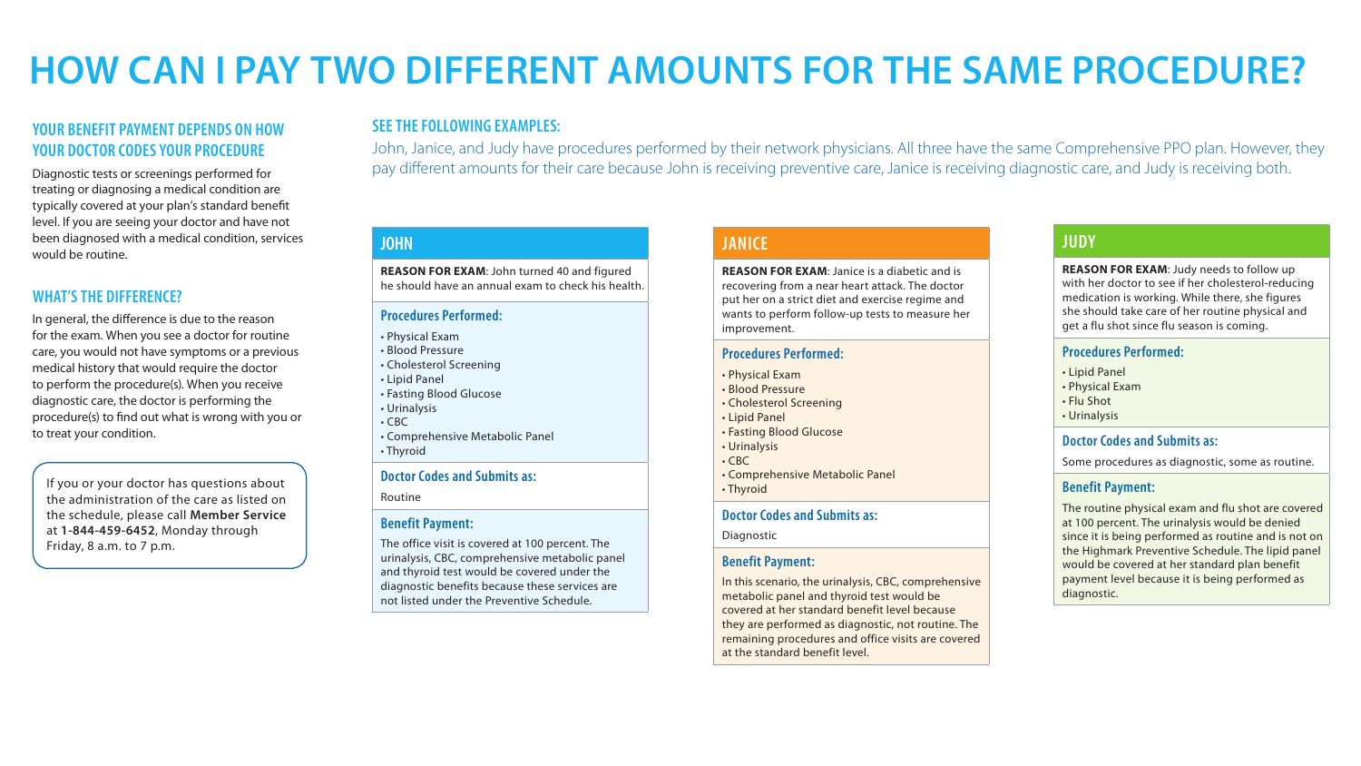# HOW CAN I PAY TWO DIFFERENT AMOUNTS FOR THE SAME PROCEDURE?

## YOUR BENEFIT PAYMENT DEPENDS ON HOW YOUR DOCTOR CODES YOUR PROCEDURE

Diagnostic tests or screenings performed for treating or diagnosing a medical condition are typically covered at your plan's standard benefit level. If you are seeing your doctor and have not been diagnosed with a medical condition, services would be routine.

## WHAT'S THE DIFFERENCE?

In general, the difference is due to the reason for the exam. When you see a doctor for routine care, you would not have symptoms or a previous medical history that would require the doctor to perform the procedure(s). When you receive diagnostic care, the doctor is performing the procedure(s) to find out what is wrong with you or to treat your condition.

If you or your doctor has questions about the administration of the care as listed on the schedule, please call **Member Service** at **1-844-459-6452**, Monday through Friday, 8 a.m. to 7 p.m.

## SEE THE FOLLOWING EXAMPLES:

John, Janice, and Judy have procedures performed by their network physicians. All three have the same Comprehensive PPO plan. However, they pay different amounts for their care because John is receiving preventive care, Janice is receiving diagnostic care, and Judy is receiving both.

### JOHN

**REASON FOR EXAM**: John turned 40 and figured he should have an annual exam to check his health.

#### Procedures Performed:

- Physical Exam
- Blood Pressure
- Cholesterol Screening
- Lipid Panel
- Fasting Blood Glucose
- Urinalysis
- CBC
- Comprehensive Metabolic Panel
- Thyroid

#### Doctor Codes and Submits as:

Routine

#### Benefit Payment:

The office visit is covered at 100 percent. The urinalysis, CBC, comprehensive metabolic panel and thyroid test would be covered under the diagnostic benefits because these services are not listed under the Preventive Schedule.

### JANICE

**REASON FOR EXAM**: Janice is a diabetic and is recovering from a near heart attack. The doctor put her on a strict diet and exercise regime and wants to perform follow-up tests to measure her improvement.

#### Procedures Performed:

- Physical Exam
- Blood Pressure
- Cholesterol Screening
- Lipid Panel
- Fasting Blood Glucose
- Urinalysis
- CBC
- Comprehensive Metabolic Panel
- Thyroid

#### Doctor Codes and Submits as:

Diagnostic

#### Benefit Payment:

In this scenario, the urinalysis, CBC, comprehensive metabolic panel and thyroid test would be covered at her standard benefit level because they are performed as diagnostic, not routine. The remaining procedures and office visits are covered at the standard benefit level.

### JUDY

**REASON FOR EXAM**: Judy needs to follow up with her doctor to see if her cholesterol-reducing medication is working. While there, she figures she should take care of her routine physical and get a flu shot since flu season is coming.

#### Procedures Performed:

- Lipid Panel
- Physical Exam
- Flu Shot
- Urinalysis

#### Doctor Codes and Submits as:

Some procedures as diagnostic, some as routine.

#### Benefit Payment:

The routine physical exam and flu shot are covered at 100 percent. The urinalysis would be denied since it is being performed as routine and is not on the Highmark Preventive Schedule. The lipid panel would be covered at her standard plan benefit payment level because it is being performed as diagnostic.